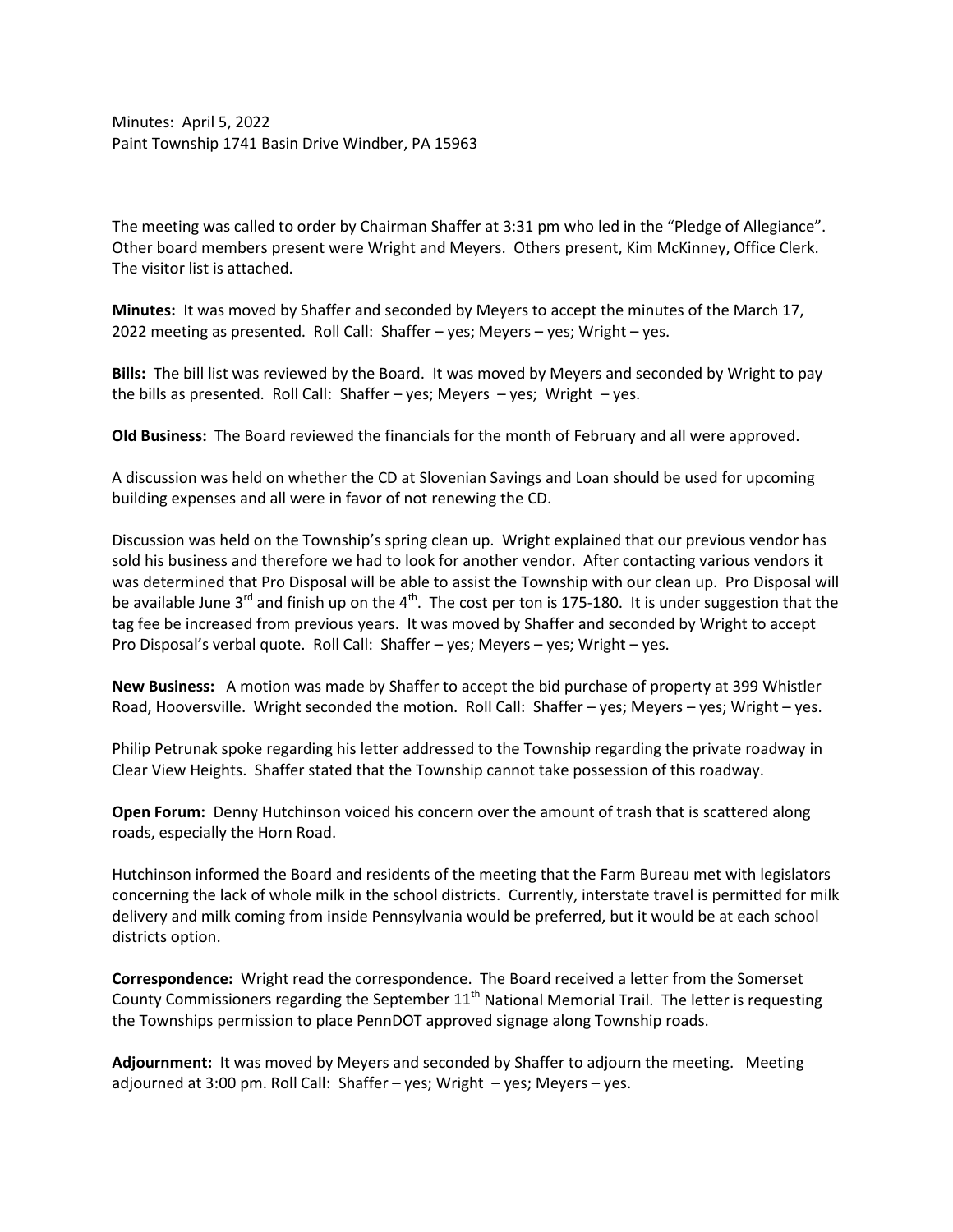Minutes: April 5, 2022
Paint Township 1741 Basin Drive Windber, PA 15963

The meeting was called to order by Chairman Shaffer at 3:31 pm who led in the "Pledge of Allegiance". Other board members present were Wright and Meyers. Others present, Kim McKinney, Office Clerk. The visitor list is attached.

**Minutes:** It was moved by Shaffer and seconded by Meyers to accept the minutes of the March 17, 2022 meeting as presented. Roll Call: Shaffer – yes; Meyers – yes; Wright – yes.

**Bills:** The bill list was reviewed by the Board. It was moved by Meyers and seconded by Wright to pay the bills as presented. Roll Call: Shaffer – yes; Meyers – yes; Wright – yes.

**Old Business:** The Board reviewed the financials for the month of February and all were approved.

A discussion was held on whether the CD at Slovenian Savings and Loan should be used for upcoming building expenses and all were in favor of not renewing the CD.

Discussion was held on the Township's spring clean up. Wright explained that our previous vendor has sold his business and therefore we had to look for another vendor. After contacting various vendors it was determined that Pro Disposal will be able to assist the Township with our clean up. Pro Disposal will be available June 3rd and finish up on the 4th. The cost per ton is 175-180. It is under suggestion that the tag fee be increased from previous years. It was moved by Shaffer and seconded by Wright to accept Pro Disposal's verbal quote. Roll Call: Shaffer – yes; Meyers – yes; Wright – yes.

**New Business:** A motion was made by Shaffer to accept the bid purchase of property at 399 Whistler Road, Hooversville. Wright seconded the motion. Roll Call: Shaffer – yes; Meyers – yes; Wright – yes.

Philip Petrunak spoke regarding his letter addressed to the Township regarding the private roadway in Clear View Heights. Shaffer stated that the Township cannot take possession of this roadway.

**Open Forum:** Denny Hutchinson voiced his concern over the amount of trash that is scattered along roads, especially the Horn Road.

Hutchinson informed the Board and residents of the meeting that the Farm Bureau met with legislators concerning the lack of whole milk in the school districts. Currently, interstate travel is permitted for milk delivery and milk coming from inside Pennsylvania would be preferred, but it would be at each school districts option.

**Correspondence:** Wright read the correspondence. The Board received a letter from the Somerset County Commissioners regarding the September 11th National Memorial Trail. The letter is requesting the Townships permission to place PennDOT approved signage along Township roads.

**Adjournment:** It was moved by Meyers and seconded by Shaffer to adjourn the meeting. Meeting adjourned at 3:00 pm. Roll Call: Shaffer – yes; Wright – yes; Meyers – yes.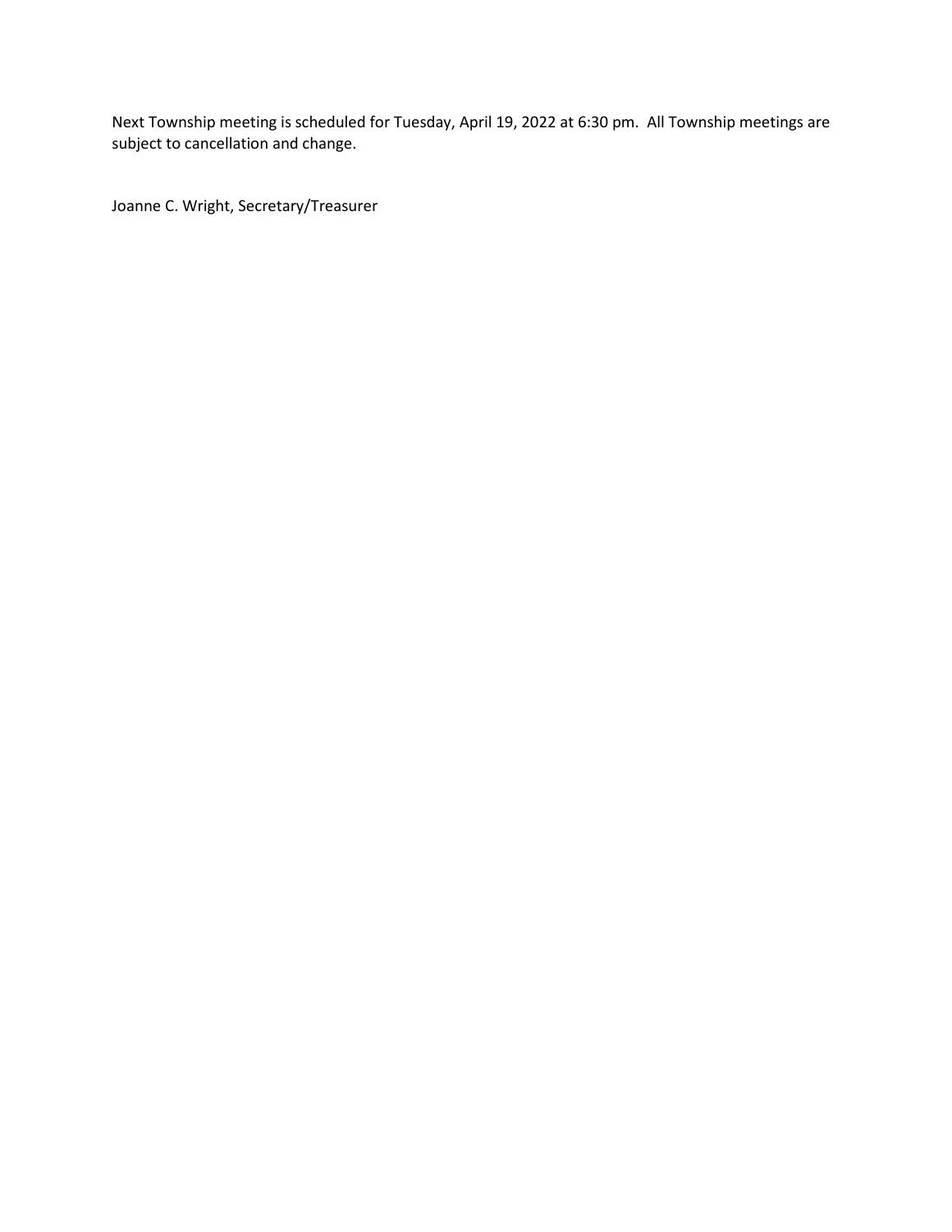Next Township meeting is scheduled for Tuesday, April 19, 2022 at 6:30 pm. All Township meetings are subject to cancellation and change.

Joanne C. Wright, Secretary/Treasurer